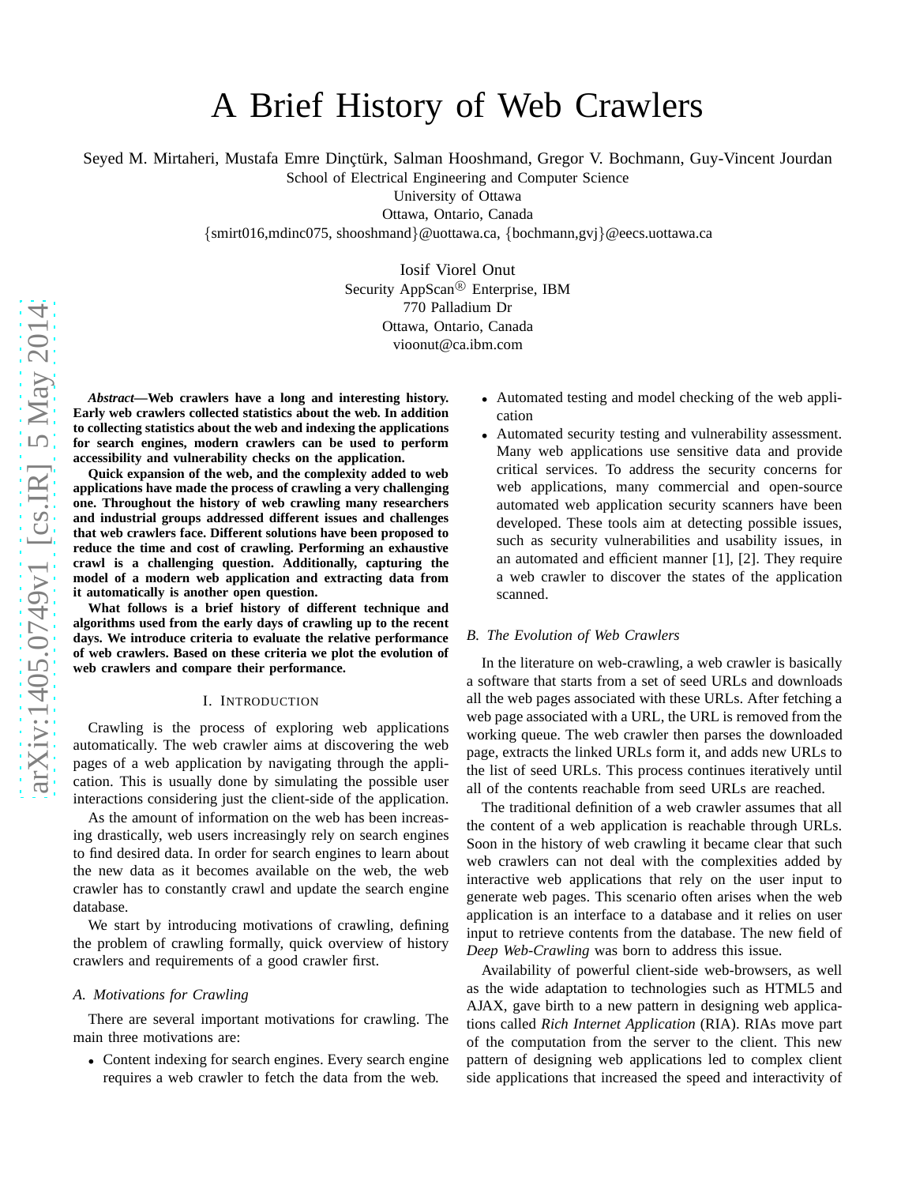# A Brief History of Web Crawlers

Seyed M. Mirtaheri, Mustafa Emre Dinçtürk, Salman Hooshmand, Gregor V. Bochmann, Guy-Vincent Jourdan
School of Electrical Engineering and Computer Science
University of Ottawa
Ottawa, Ontario, Canada
{smirt016,mdinc075, shooshmand}@uottawa.ca, {bochmann,gvj}@eecs.uottawa.ca

Iosif Viorel Onut
Security AppScan® Enterprise, IBM
770 Palladium Dr
Ottawa, Ontario, Canada
vioonut@ca.ibm.com

***Abstract*—Web crawlers have a long and interesting history. Early web crawlers collected statistics about the web. In addition to collecting statistics about the web and indexing the applications for search engines, modern crawlers can be used to perform accessibility and vulnerability checks on the application.**

**Quick expansion of the web, and the complexity added to web applications have made the process of crawling a very challenging one. Throughout the history of web crawling many researchers and industrial groups addressed different issues and challenges that web crawlers face. Different solutions have been proposed to reduce the time and cost of crawling. Performing an exhaustive crawl is a challenging question. Additionally, capturing the model of a modern web application and extracting data from it automatically is another open question.**

**What follows is a brief history of different technique and algorithms used from the early days of crawling up to the recent days. We introduce criteria to evaluate the relative performance of web crawlers. Based on these criteria we plot the evolution of web crawlers and compare their performance.**

## I. Introduction

Crawling is the process of exploring web applications automatically. The web crawler aims at discovering the web pages of a web application by navigating through the application. This is usually done by simulating the possible user interactions considering just the client-side of the application.

As the amount of information on the web has been increasing drastically, web users increasingly rely on search engines to find desired data. In order for search engines to learn about the new data as it becomes available on the web, the web crawler has to constantly crawl and update the search engine database.

We start by introducing motivations of crawling, defining the problem of crawling formally, quick overview of history crawlers and requirements of a good crawler first.

### A. Motivations for Crawling

There are several important motivations for crawling. The main three motivations are:

- Content indexing for search engines. Every search engine requires a web crawler to fetch the data from the web.
- Automated testing and model checking of the web application
- Automated security testing and vulnerability assessment. Many web applications use sensitive data and provide critical services. To address the security concerns for web applications, many commercial and open-source automated web application security scanners have been developed. These tools aim at detecting possible issues, such as security vulnerabilities and usability issues, in an automated and efficient manner [1], [2]. They require a web crawler to discover the states of the application scanned.

### B. The Evolution of Web Crawlers

In the literature on web-crawling, a web crawler is basically a software that starts from a set of seed URLs and downloads all the web pages associated with these URLs. After fetching a web page associated with a URL, the URL is removed from the working queue. The web crawler then parses the downloaded page, extracts the linked URLs form it, and adds new URLs to the list of seed URLs. This process continues iteratively until all of the contents reachable from seed URLs are reached.

The traditional definition of a web crawler assumes that all the content of a web application is reachable through URLs. Soon in the history of web crawling it became clear that such web crawlers can not deal with the complexities added by interactive web applications that rely on the user input to generate web pages. This scenario often arises when the web application is an interface to a database and it relies on user input to retrieve contents from the database. The new field of *Deep Web-Crawling* was born to address this issue.

Availability of powerful client-side web-browsers, as well as the wide adaptation to technologies such as HTML5 and AJAX, gave birth to a new pattern in designing web applications called *Rich Internet Application* (RIA). RIAs move part of the computation from the server to the client. This new pattern of designing web applications led to complex client side applications that increased the speed and interactivity of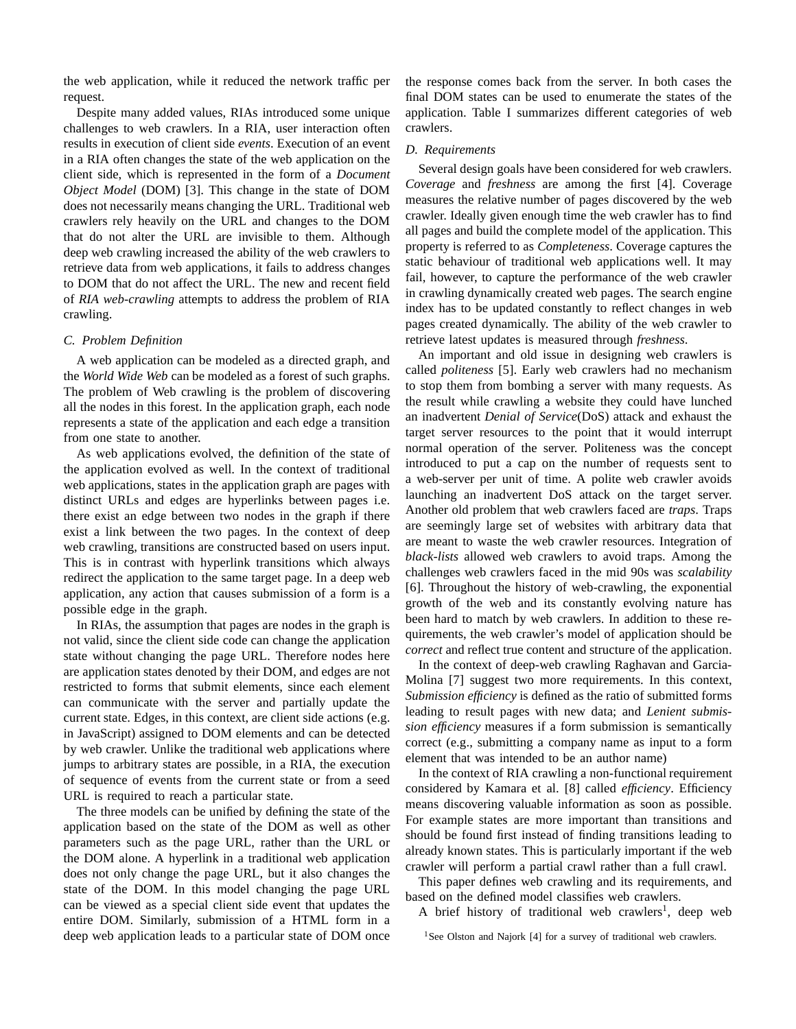the web application, while it reduced the network traffic per request.

Despite many added values, RIAs introduced some unique challenges to web crawlers. In a RIA, user interaction often results in execution of client side *events*. Execution of an event in a RIA often changes the state of the web application on the client side, which is represented in the form of a *Document Object Model* (DOM) [3]. This change in the state of DOM does not necessarily means changing the URL. Traditional web crawlers rely heavily on the URL and changes to the DOM that do not alter the URL are invisible to them. Although deep web crawling increased the ability of the web crawlers to retrieve data from web applications, it fails to address changes to DOM that do not affect the URL. The new and recent field of *RIA web-crawling* attempts to address the problem of RIA crawling.

### C. Problem Definition

A web application can be modeled as a directed graph, and the *World Wide Web* can be modeled as a forest of such graphs. The problem of Web crawling is the problem of discovering all the nodes in this forest. In the application graph, each node represents a state of the application and each edge a transition from one state to another.

As web applications evolved, the definition of the state of the application evolved as well. In the context of traditional web applications, states in the application graph are pages with distinct URLs and edges are hyperlinks between pages i.e. there exist an edge between two nodes in the graph if there exist a link between the two pages. In the context of deep web crawling, transitions are constructed based on users input. This is in contrast with hyperlink transitions which always redirect the application to the same target page. In a deep web application, any action that causes submission of a form is a possible edge in the graph.

In RIAs, the assumption that pages are nodes in the graph is not valid, since the client side code can change the application state without changing the page URL. Therefore nodes here are application states denoted by their DOM, and edges are not restricted to forms that submit elements, since each element can communicate with the server and partially update the current state. Edges, in this context, are client side actions (e.g. in JavaScript) assigned to DOM elements and can be detected by web crawler. Unlike the traditional web applications where jumps to arbitrary states are possible, in a RIA, the execution of sequence of events from the current state or from a seed URL is required to reach a particular state.

The three models can be unified by defining the state of the application based on the state of the DOM as well as other parameters such as the page URL, rather than the URL or the DOM alone. A hyperlink in a traditional web application does not only change the page URL, but it also changes the state of the DOM. In this model changing the page URL can be viewed as a special client side event that updates the entire DOM. Similarly, submission of a HTML form in a deep web application leads to a particular state of DOM once the response comes back from the server. In both cases the final DOM states can be used to enumerate the states of the application. Table I summarizes different categories of web crawlers.

### D. Requirements

Several design goals have been considered for web crawlers. *Coverage* and *freshness* are among the first [4]. Coverage measures the relative number of pages discovered by the web crawler. Ideally given enough time the web crawler has to find all pages and build the complete model of the application. This property is referred to as *Completeness*. Coverage captures the static behaviour of traditional web applications well. It may fail, however, to capture the performance of the web crawler in crawling dynamically created web pages. The search engine index has to be updated constantly to reflect changes in web pages created dynamically. The ability of the web crawler to retrieve latest updates is measured through *freshness*.

An important and old issue in designing web crawlers is called *politeness* [5]. Early web crawlers had no mechanism to stop them from bombing a server with many requests. As the result while crawling a website they could have lunched an inadvertent *Denial of Service*(DoS) attack and exhaust the target server resources to the point that it would interrupt normal operation of the server. Politeness was the concept introduced to put a cap on the number of requests sent to a web-server per unit of time. A polite web crawler avoids launching an inadvertent DoS attack on the target server. Another old problem that web crawlers faced are *traps*. Traps are seemingly large set of websites with arbitrary data that are meant to waste the web crawler resources. Integration of *black-lists* allowed web crawlers to avoid traps. Among the challenges web crawlers faced in the mid 90s was *scalability* [6]. Throughout the history of web-crawling, the exponential growth of the web and its constantly evolving nature has been hard to match by web crawlers. In addition to these requirements, the web crawler's model of application should be *correct* and reflect true content and structure of the application.

In the context of deep-web crawling Raghavan and Garcia-Molina [7] suggest two more requirements. In this context, *Submission efficiency* is defined as the ratio of submitted forms leading to result pages with new data; and *Lenient submission efficiency* measures if a form submission is semantically correct (e.g., submitting a company name as input to a form element that was intended to be an author name)

In the context of RIA crawling a non-functional requirement considered by Kamara et al. [8] called *efficiency*. Efficiency means discovering valuable information as soon as possible. For example states are more important than transitions and should be found first instead of finding transitions leading to already known states. This is particularly important if the web crawler will perform a partial crawl rather than a full crawl.

This paper defines web crawling and its requirements, and based on the defined model classifies web crawlers.

A brief history of traditional web crawlers[1], deep web

[1] See Olston and Najork [4] for a survey of traditional web crawlers.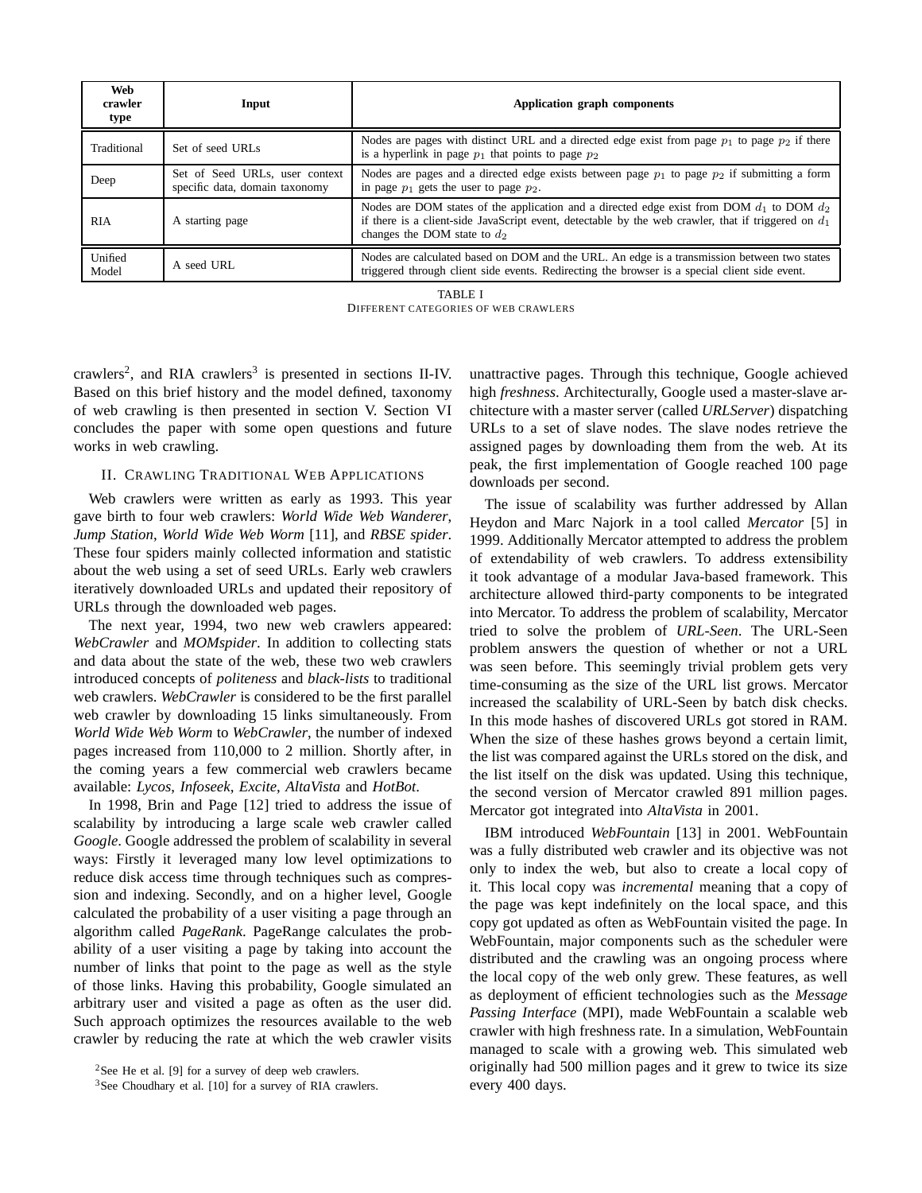| Web crawler type | Input | Application graph components |
|---|---|---|
| Traditional | Set of seed URLs | Nodes are pages with distinct URL and a directed edge exist from page $p_1$ to page $p_2$ if there is a hyperlink in page $p_1$ that points to page $p_2$ |
| Deep | Set of Seed URLs, user context specific data, domain taxonomy | Nodes are pages and a directed edge exists between page $p_1$ to page $p_2$ if submitting a form in page $p_1$ gets the user to page $p_2$. |
| RIA | A starting page | Nodes are DOM states of the application and a directed edge exist from DOM $d_1$ to DOM $d_2$ if there is a client-side JavaScript event, detectable by the web crawler, that if triggered on $d_1$ changes the DOM state to $d_2$ |
| Unified Model | A seed URL | Nodes are calculated based on DOM and the URL. An edge is a transmission between two states triggered through client side events. Redirecting the browser is a special client side event. |

TABLE I
DIFFERENT CATEGORIES OF WEB CRAWLERS

crawlers[2], and RIA crawlers[3] is presented in sections II-IV. Based on this brief history and the model defined, taxonomy of web crawling is then presented in section V. Section VI concludes the paper with some open questions and future works in web crawling.

## II. Crawling Traditional Web Applications

Web crawlers were written as early as 1993. This year gave birth to four web crawlers: *World Wide Web Wanderer*, *Jump Station*, *World Wide Web Worm* [11], and *RBSE spider*. These four spiders mainly collected information and statistic about the web using a set of seed URLs. Early web crawlers iteratively downloaded URLs and updated their repository of URLs through the downloaded web pages.

The next year, 1994, two new web crawlers appeared: *WebCrawler* and *MOMspider*. In addition to collecting stats and data about the state of the web, these two web crawlers introduced concepts of *politeness* and *black-lists* to traditional web crawlers. *WebCrawler* is considered to be the first parallel web crawler by downloading 15 links simultaneously. From *World Wide Web Worm* to *WebCrawler*, the number of indexed pages increased from 110,000 to 2 million. Shortly after, in the coming years a few commercial web crawlers became available: *Lycos*, *Infoseek*, *Excite*, *AltaVista* and *HotBot*.

In 1998, Brin and Page [12] tried to address the issue of scalability by introducing a large scale web crawler called *Google*. Google addressed the problem of scalability in several ways: Firstly it leveraged many low level optimizations to reduce disk access time through techniques such as compression and indexing. Secondly, and on a higher level, Google calculated the probability of a user visiting a page through an algorithm called *PageRank*. PageRange calculates the probability of a user visiting a page by taking into account the number of links that point to the page as well as the style of those links. Having this probability, Google simulated an arbitrary user and visited a page as often as the user did. Such approach optimizes the resources available to the web crawler by reducing the rate at which the web crawler visits unattractive pages. Through this technique, Google achieved high *freshness*. Architecturally, Google used a master-slave architecture with a master server (called *URLServer*) dispatching URLs to a set of slave nodes. The slave nodes retrieve the assigned pages by downloading them from the web. At its peak, the first implementation of Google reached 100 page downloads per second.

The issue of scalability was further addressed by Allan Heydon and Marc Najork in a tool called *Mercator* [5] in 1999. Additionally Mercator attempted to address the problem of extendability of web crawlers. To address extensibility it took advantage of a modular Java-based framework. This architecture allowed third-party components to be integrated into Mercator. To address the problem of scalability, Mercator tried to solve the problem of *URL-Seen*. The URL-Seen problem answers the question of whether or not a URL was seen before. This seemingly trivial problem gets very time-consuming as the size of the URL list grows. Mercator increased the scalability of URL-Seen by batch disk checks. In this mode hashes of discovered URLs got stored in RAM. When the size of these hashes grows beyond a certain limit, the list was compared against the URLs stored on the disk, and the list itself on the disk was updated. Using this technique, the second version of Mercator crawled 891 million pages. Mercator got integrated into *AltaVista* in 2001.

IBM introduced *WebFountain* [13] in 2001. WebFountain was a fully distributed web crawler and its objective was not only to index the web, but also to create a local copy of it. This local copy was *incremental* meaning that a copy of the page was kept indefinitely on the local space, and this copy got updated as often as WebFountain visited the page. In WebFountain, major components such as the scheduler were distributed and the crawling was an ongoing process where the local copy of the web only grew. These features, as well as deployment of efficient technologies such as the *Message Passing Interface* (MPI), made WebFountain a scalable web crawler with high freshness rate. In a simulation, WebFountain managed to scale with a growing web. This simulated web originally had 500 million pages and it grew to twice its size every 400 days.

[2] See He et al. [9] for a survey of deep web crawlers.

[3] See Choudhary et al. [10] for a survey of RIA crawlers.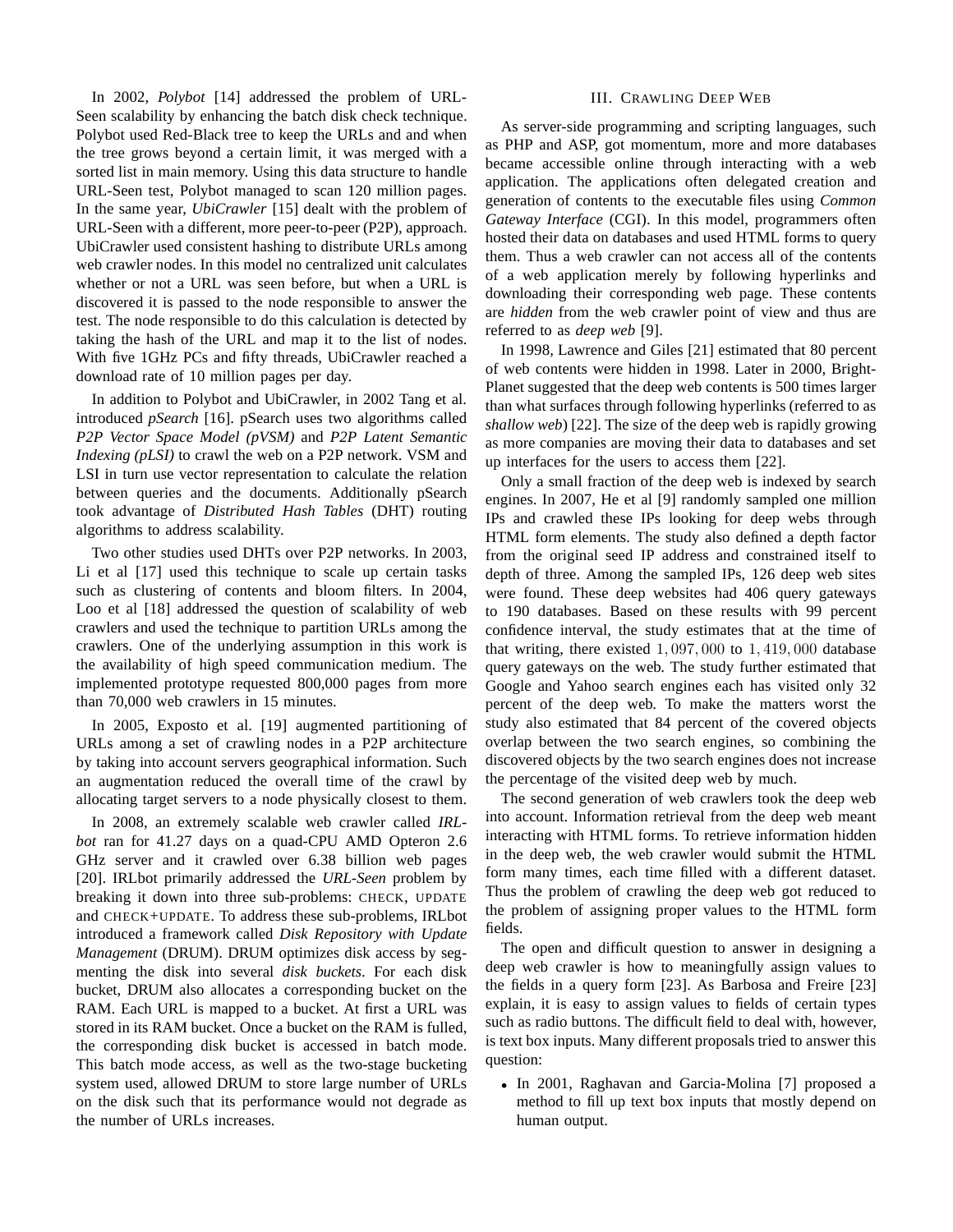In 2002, *Polybot* [14] addressed the problem of URL-Seen scalability by enhancing the batch disk check technique. Polybot used Red-Black tree to keep the URLs and and when the tree grows beyond a certain limit, it was merged with a sorted list in main memory. Using this data structure to handle URL-Seen test, Polybot managed to scan 120 million pages. In the same year, *UbiCrawler* [15] dealt with the problem of URL-Seen with a different, more peer-to-peer (P2P), approach. UbiCrawler used consistent hashing to distribute URLs among web crawler nodes. In this model no centralized unit calculates whether or not a URL was seen before, but when a URL is discovered it is passed to the node responsible to answer the test. The node responsible to do this calculation is detected by taking the hash of the URL and map it to the list of nodes. With five 1GHz PCs and fifty threads, UbiCrawler reached a download rate of 10 million pages per day.

In addition to Polybot and UbiCrawler, in 2002 Tang et al. introduced *pSearch* [16]. pSearch uses two algorithms called *P2P Vector Space Model (pVSM)* and *P2P Latent Semantic Indexing (pLSI)* to crawl the web on a P2P network. VSM and LSI in turn use vector representation to calculate the relation between queries and the documents. Additionally pSearch took advantage of *Distributed Hash Tables* (DHT) routing algorithms to address scalability.

Two other studies used DHTs over P2P networks. In 2003, Li et al [17] used this technique to scale up certain tasks such as clustering of contents and bloom filters. In 2004, Loo et al [18] addressed the question of scalability of web crawlers and used the technique to partition URLs among the crawlers. One of the underlying assumption in this work is the availability of high speed communication medium. The implemented prototype requested 800,000 pages from more than 70,000 web crawlers in 15 minutes.

In 2005, Exposto et al. [19] augmented partitioning of URLs among a set of crawling nodes in a P2P architecture by taking into account servers geographical information. Such an augmentation reduced the overall time of the crawl by allocating target servers to a node physically closest to them.

In 2008, an extremely scalable web crawler called *IRLbot* ran for 41.27 days on a quad-CPU AMD Opteron 2.6 GHz server and it crawled over 6.38 billion web pages [20]. IRLbot primarily addressed the *URL-Seen* problem by breaking it down into three sub-problems: CHECK, UPDATE and CHECK+UPDATE. To address these sub-problems, IRLbot introduced a framework called *Disk Repository with Update Management* (DRUM). DRUM optimizes disk access by segmenting the disk into several *disk buckets*. For each disk bucket, DRUM also allocates a corresponding bucket on the RAM. Each URL is mapped to a bucket. At first a URL was stored in its RAM bucket. Once a bucket on the RAM is fulled, the corresponding disk bucket is accessed in batch mode. This batch mode access, as well as the two-stage bucketing system used, allowed DRUM to store large number of URLs on the disk such that its performance would not degrade as the number of URLs increases.

## III. Crawling Deep Web

As server-side programming and scripting languages, such as PHP and ASP, got momentum, more and more databases became accessible online through interacting with a web application. The applications often delegated creation and generation of contents to the executable files using *Common Gateway Interface* (CGI). In this model, programmers often hosted their data on databases and used HTML forms to query them. Thus a web crawler can not access all of the contents of a web application merely by following hyperlinks and downloading their corresponding web page. These contents are *hidden* from the web crawler point of view and thus are referred to as *deep web* [9].

In 1998, Lawrence and Giles [21] estimated that 80 percent of web contents were hidden in 1998. Later in 2000, BrightPlanet suggested that the deep web contents is 500 times larger than what surfaces through following hyperlinks (referred to as *shallow web*) [22]. The size of the deep web is rapidly growing as more companies are moving their data to databases and set up interfaces for the users to access them [22].

Only a small fraction of the deep web is indexed by search engines. In 2007, He et al [9] randomly sampled one million IPs and crawled these IPs looking for deep webs through HTML form elements. The study also defined a depth factor from the original seed IP address and constrained itself to depth of three. Among the sampled IPs, 126 deep web sites were found. These deep websites had 406 query gateways to 190 databases. Based on these results with 99 percent confidence interval, the study estimates that at the time of that writing, there existed $1,097,000$ to $1,419,000$ database query gateways on the web. The study further estimated that Google and Yahoo search engines each has visited only 32 percent of the deep web. To make the matters worst the study also estimated that 84 percent of the covered objects overlap between the two search engines, so combining the discovered objects by the two search engines does not increase the percentage of the visited deep web by much.

The second generation of web crawlers took the deep web into account. Information retrieval from the deep web meant interacting with HTML forms. To retrieve information hidden in the deep web, the web crawler would submit the HTML form many times, each time filled with a different dataset. Thus the problem of crawling the deep web got reduced to the problem of assigning proper values to the HTML form fields.

The open and difficult question to answer in designing a deep web crawler is how to meaningfully assign values to the fields in a query form [23]. As Barbosa and Freire [23] explain, it is easy to assign values to fields of certain types such as radio buttons. The difficult field to deal with, however, is text box inputs. Many different proposals tried to answer this question:

- In 2001, Raghavan and Garcia-Molina [7] proposed a method to fill up text box inputs that mostly depend on human output.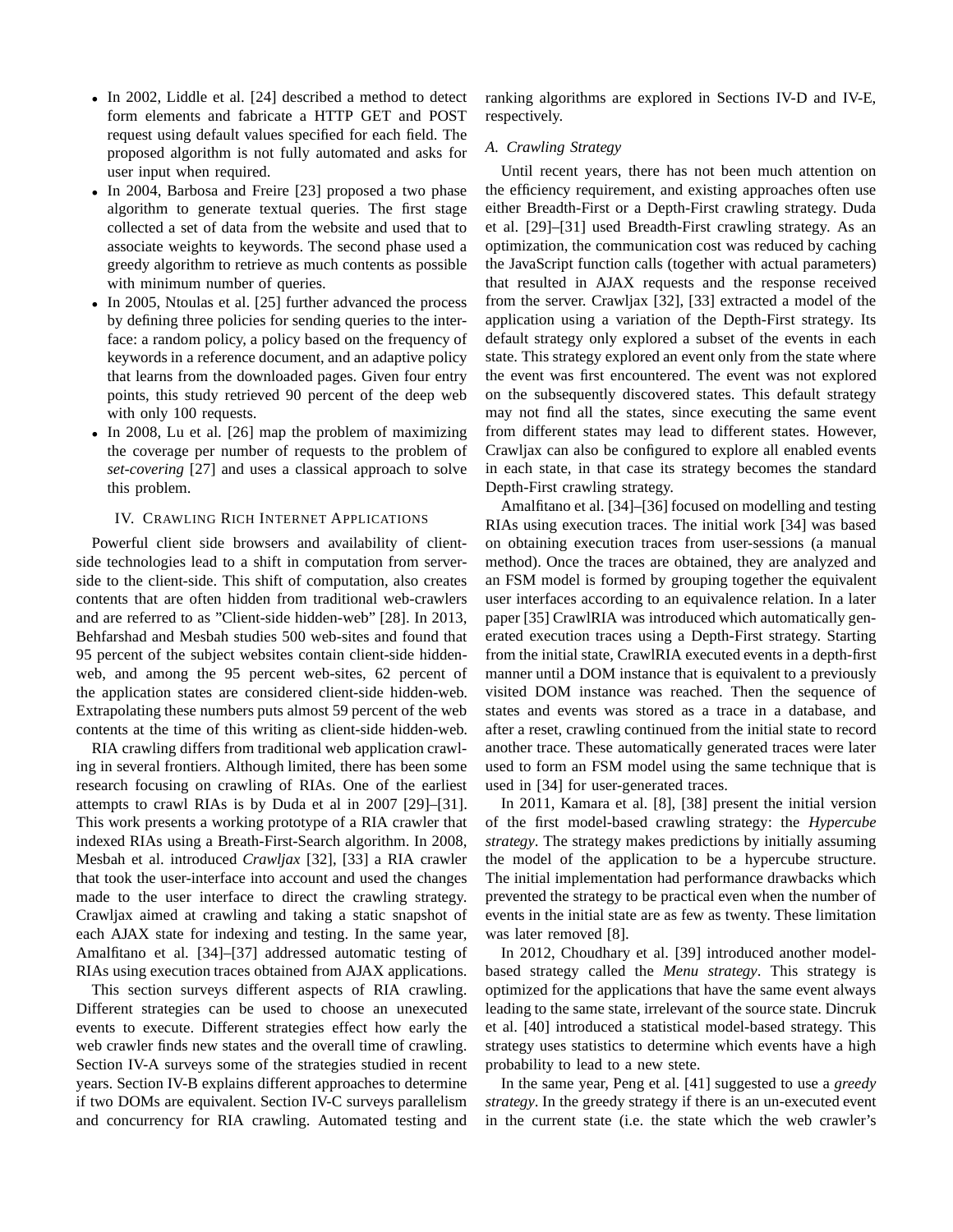- In 2002, Liddle et al. [24] described a method to detect form elements and fabricate a HTTP GET and POST request using default values specified for each field. The proposed algorithm is not fully automated and asks for user input when required.
- In 2004, Barbosa and Freire [23] proposed a two phase algorithm to generate textual queries. The first stage collected a set of data from the website and used that to associate weights to keywords. The second phase used a greedy algorithm to retrieve as much contents as possible with minimum number of queries.
- In 2005, Ntoulas et al. [25] further advanced the process by defining three policies for sending queries to the interface: a random policy, a policy based on the frequency of keywords in a reference document, and an adaptive policy that learns from the downloaded pages. Given four entry points, this study retrieved 90 percent of the deep web with only 100 requests.
- In 2008, Lu et al. [26] map the problem of maximizing the coverage per number of requests to the problem of *set-covering* [27] and uses a classical approach to solve this problem.

## IV. Crawling Rich Internet Applications

Powerful client side browsers and availability of client-side technologies lead to a shift in computation from server-side to the client-side. This shift of computation, also creates contents that are often hidden from traditional web-crawlers and are referred to as "Client-side hidden-web" [28]. In 2013, Behfarshad and Mesbah studies 500 web-sites and found that 95 percent of the subject websites contain client-side hidden-web, and among the 95 percent web-sites, 62 percent of the application states are considered client-side hidden-web. Extrapolating these numbers puts almost 59 percent of the web contents at the time of this writing as client-side hidden-web.

RIA crawling differs from traditional web application crawling in several frontiers. Although limited, there has been some research focusing on crawling of RIAs. One of the earliest attempts to crawl RIAs is by Duda et al in 2007 [29]–[31]. This work presents a working prototype of a RIA crawler that indexed RIAs using a Breath-First-Search algorithm. In 2008, Mesbah et al. introduced *Crawljax* [32], [33] a RIA crawler that took the user-interface into account and used the changes made to the user interface to direct the crawling strategy. Crawljax aimed at crawling and taking a static snapshot of each AJAX state for indexing and testing. In the same year, Amalfitano et al. [34]–[37] addressed automatic testing of RIAs using execution traces obtained from AJAX applications.

This section surveys different aspects of RIA crawling. Different strategies can be used to choose an unexecuted events to execute. Different strategies effect how early the web crawler finds new states and the overall time of crawling. Section IV-A surveys some of the strategies studied in recent years. Section IV-B explains different approaches to determine if two DOMs are equivalent. Section IV-C surveys parallelism and concurrency for RIA crawling. Automated testing and ranking algorithms are explored in Sections IV-D and IV-E, respectively.

### A. Crawling Strategy

Until recent years, there has not been much attention on the efficiency requirement, and existing approaches often use either Breadth-First or a Depth-First crawling strategy. Duda et al. [29]–[31] used Breadth-First crawling strategy. As an optimization, the communication cost was reduced by caching the JavaScript function calls (together with actual parameters) that resulted in AJAX requests and the response received from the server. Crawljax [32], [33] extracted a model of the application using a variation of the Depth-First strategy. Its default strategy only explored a subset of the events in each state. This strategy explored an event only from the state where the event was first encountered. The event was not explored on the subsequently discovered states. This default strategy may not find all the states, since executing the same event from different states may lead to different states. However, Crawljax can also be configured to explore all enabled events in each state, in that case its strategy becomes the standard Depth-First crawling strategy.

Amalfitano et al. [34]–[36] focused on modelling and testing RIAs using execution traces. The initial work [34] was based on obtaining execution traces from user-sessions (a manual method). Once the traces are obtained, they are analyzed and an FSM model is formed by grouping together the equivalent user interfaces according to an equivalence relation. In a later paper [35] CrawlRIA was introduced which automatically generated execution traces using a Depth-First strategy. Starting from the initial state, CrawlRIA executed events in a depth-first manner until a DOM instance that is equivalent to a previously visited DOM instance was reached. Then the sequence of states and events was stored as a trace in a database, and after a reset, crawling continued from the initial state to record another trace. These automatically generated traces were later used to form an FSM model using the same technique that is used in [34] for user-generated traces.

In 2011, Kamara et al. [8], [38] present the initial version of the first model-based crawling strategy: the *Hypercube strategy*. The strategy makes predictions by initially assuming the model of the application to be a hypercube structure. The initial implementation had performance drawbacks which prevented the strategy to be practical even when the number of events in the initial state are as few as twenty. These limitation was later removed [8].

In 2012, Choudhary et al. [39] introduced another model-based strategy called the *Menu strategy*. This strategy is optimized for the applications that have the same event always leading to the same state, irrelevant of the source state. Dincruk et al. [40] introduced a statistical model-based strategy. This strategy uses statistics to determine which events have a high probability to lead to a new stete.

In the same year, Peng et al. [41] suggested to use a *greedy strategy*. In the greedy strategy if there is an un-executed event in the current state (i.e. the state which the web crawler's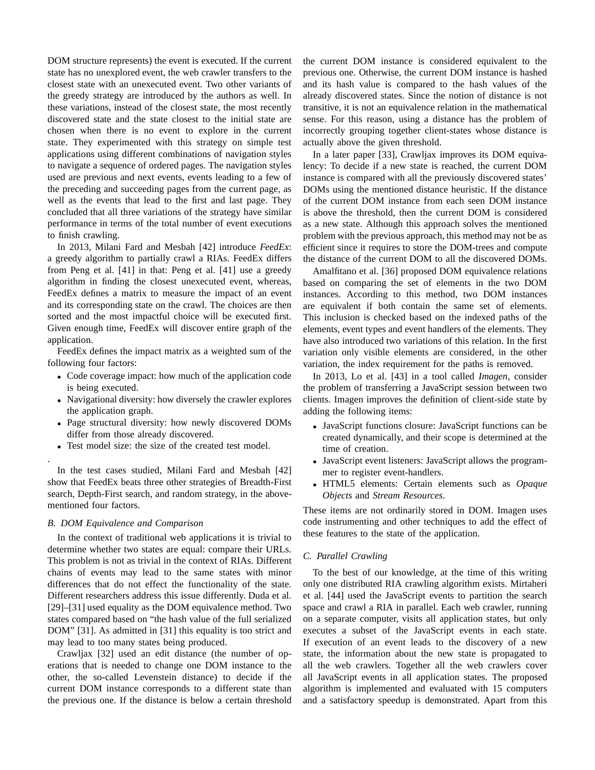DOM structure represents) the event is executed. If the current state has no unexplored event, the web crawler transfers to the closest state with an unexecuted event. Two other variants of the greedy strategy are introduced by the authors as well. In these variations, instead of the closest state, the most recently discovered state and the state closest to the initial state are chosen when there is no event to explore in the current state. They experimented with this strategy on simple test applications using different combinations of navigation styles to navigate a sequence of ordered pages. The navigation styles used are previous and next events, events leading to a few of the preceding and succeeding pages from the current page, as well as the events that lead to the first and last page. They concluded that all three variations of the strategy have similar performance in terms of the total number of event executions to finish crawling.

In 2013, Milani Fard and Mesbah [42] introduce *FeedEx*: a greedy algorithm to partially crawl a RIAs. FeedEx differs from Peng et al. [41] in that: Peng et al. [41] use a greedy algorithm in finding the closest unexecuted event, whereas, FeedEx defines a matrix to measure the impact of an event and its corresponding state on the crawl. The choices are then sorted and the most impactful choice will be executed first. Given enough time, FeedEx will discover entire graph of the application.

FeedEx defines the impact matrix as a weighted sum of the following four factors:

- Code coverage impact: how much of the application code is being executed.
- Navigational diversity: how diversely the crawler explores the application graph.
- Page structural diversity: how newly discovered DOMs differ from those already discovered.
- Test model size: the size of the created test model.

.

In the test cases studied, Milani Fard and Mesbah [42] show that FeedEx beats three other strategies of Breadth-First search, Depth-First search, and random strategy, in the above-mentioned four factors.

### B. DOM Equivalence and Comparison

In the context of traditional web applications it is trivial to determine whether two states are equal: compare their URLs. This problem is not as trivial in the context of RIAs. Different chains of events may lead to the same states with minor differences that do not effect the functionality of the state. Different researchers address this issue differently. Duda et al. [29]–[31] used equality as the DOM equivalence method. Two states compared based on "the hash value of the full serialized DOM" [31]. As admitted in [31] this equality is too strict and may lead to too many states being produced.

Crawljax [32] used an edit distance (the number of operations that is needed to change one DOM instance to the other, the so-called Levenstein distance) to decide if the current DOM instance corresponds to a different state than the previous one. If the distance is below a certain threshold the current DOM instance is considered equivalent to the previous one. Otherwise, the current DOM instance is hashed and its hash value is compared to the hash values of the already discovered states. Since the notion of distance is not transitive, it is not an equivalence relation in the mathematical sense. For this reason, using a distance has the problem of incorrectly grouping together client-states whose distance is actually above the given threshold.

In a later paper [33], Crawljax improves its DOM equivalency: To decide if a new state is reached, the current DOM instance is compared with all the previously discovered states' DOMs using the mentioned distance heuristic. If the distance of the current DOM instance from each seen DOM instance is above the threshold, then the current DOM is considered as a new state. Although this approach solves the mentioned problem with the previous approach, this method may not be as efficient since it requires to store the DOM-trees and compute the distance of the current DOM to all the discovered DOMs.

Amalfitano et al. [36] proposed DOM equivalence relations based on comparing the set of elements in the two DOM instances. According to this method, two DOM instances are equivalent if both contain the same set of elements. This inclusion is checked based on the indexed paths of the elements, event types and event handlers of the elements. They have also introduced two variations of this relation. In the first variation only visible elements are considered, in the other variation, the index requirement for the paths is removed.

In 2013, Lo et al. [43] in a tool called *Imagen*, consider the problem of transferring a JavaScript session between two clients. Imagen improves the definition of client-side state by adding the following items:

- JavaScript functions closure: JavaScript functions can be created dynamically, and their scope is determined at the time of creation.
- JavaScript event listeners: JavaScript allows the programmer to register event-handlers.
- HTML5 elements: Certain elements such as *Opaque Objects* and *Stream Resources*.

These items are not ordinarily stored in DOM. Imagen uses code instrumenting and other techniques to add the effect of these features to the state of the application.

### C. Parallel Crawling

To the best of our knowledge, at the time of this writing only one distributed RIA crawling algorithm exists. Mirtaheri et al. [44] used the JavaScript events to partition the search space and crawl a RIA in parallel. Each web crawler, running on a separate computer, visits all application states, but only executes a subset of the JavaScript events in each state. If execution of an event leads to the discovery of a new state, the information about the new state is propagated to all the web crawlers. Together all the web crawlers cover all JavaScript events in all application states. The proposed algorithm is implemented and evaluated with 15 computers and a satisfactory speedup is demonstrated. Apart from this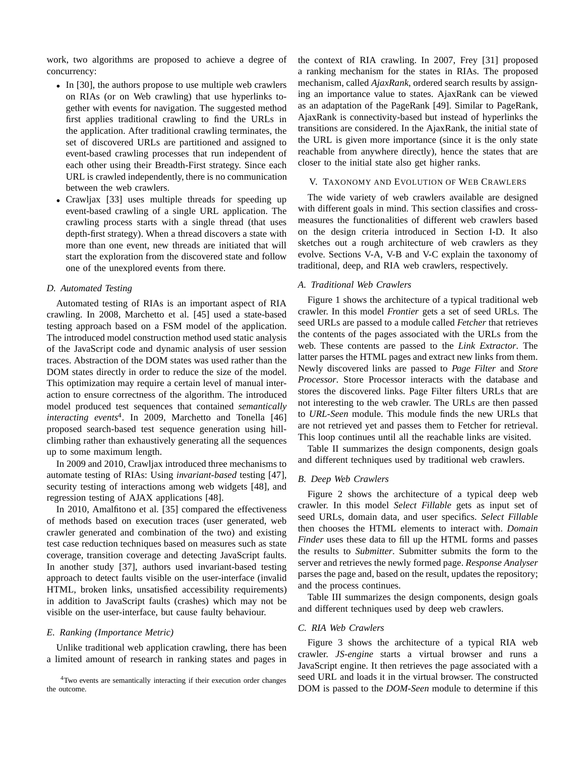work, two algorithms are proposed to achieve a degree of concurrency:

- In [30], the authors propose to use multiple web crawlers on RIAs (or on Web crawling) that use hyperlinks together with events for navigation. The suggested method first applies traditional crawling to find the URLs in the application. After traditional crawling terminates, the set of discovered URLs are partitioned and assigned to event-based crawling processes that run independent of each other using their Breadth-First strategy. Since each URL is crawled independently, there is no communication between the web crawlers.
- Crawljax [33] uses multiple threads for speeding up event-based crawling of a single URL application. The crawling process starts with a single thread (that uses depth-first strategy). When a thread discovers a state with more than one event, new threads are initiated that will start the exploration from the discovered state and follow one of the unexplored events from there.

### D. Automated Testing

Automated testing of RIAs is an important aspect of RIA crawling. In 2008, Marchetto et al. [45] used a state-based testing approach based on a FSM model of the application. The introduced model construction method used static analysis of the JavaScript code and dynamic analysis of user session traces. Abstraction of the DOM states was used rather than the DOM states directly in order to reduce the size of the model. This optimization may require a certain level of manual interaction to ensure correctness of the algorithm. The introduced model produced test sequences that contained *semantically interacting events*[4]. In 2009, Marchetto and Tonella [46] proposed search-based test sequence generation using hill-climbing rather than exhaustively generating all the sequences up to some maximum length.

In 2009 and 2010, Crawljax introduced three mechanisms to automate testing of RIAs: Using *invariant-based* testing [47], security testing of interactions among web widgets [48], and regression testing of AJAX applications [48].

In 2010, Amalfitono et al. [35] compared the effectiveness of methods based on execution traces (user generated, web crawler generated and combination of the two) and existing test case reduction techniques based on measures such as state coverage, transition coverage and detecting JavaScript faults. In another study [37], authors used invariant-based testing approach to detect faults visible on the user-interface (invalid HTML, broken links, unsatisfied accessibility requirements) in addition to JavaScript faults (crashes) which may not be visible on the user-interface, but cause faulty behaviour.

### E. Ranking (Importance Metric)

Unlike traditional web application crawling, there has been a limited amount of research in ranking states and pages in the context of RIA crawling. In 2007, Frey [31] proposed a ranking mechanism for the states in RIAs. The proposed mechanism, called *AjaxRank*, ordered search results by assigning an importance value to states. AjaxRank can be viewed as an adaptation of the PageRank [49]. Similar to PageRank, AjaxRank is connectivity-based but instead of hyperlinks the transitions are considered. In the AjaxRank, the initial state of the URL is given more importance (since it is the only state reachable from anywhere directly), hence the states that are closer to the initial state also get higher ranks.

[4]Two events are semantically interacting if their execution order changes the outcome.

## V. Taxonomy and Evolution of Web Crawlers

The wide variety of web crawlers available are designed with different goals in mind. This section classifies and cross-measures the functionalities of different web crawlers based on the design criteria introduced in Section I-D. It also sketches out a rough architecture of web crawlers as they evolve. Sections V-A, V-B and V-C explain the taxonomy of traditional, deep, and RIA web crawlers, respectively.

### A. Traditional Web Crawlers

Figure 1 shows the architecture of a typical traditional web crawler. In this model *Frontier* gets a set of seed URLs. The seed URLs are passed to a module called *Fetcher* that retrieves the contents of the pages associated with the URLs from the web. These contents are passed to the *Link Extractor*. The latter parses the HTML pages and extract new links from them. Newly discovered links are passed to *Page Filter* and *Store Processor*. Store Processor interacts with the database and stores the discovered links. Page Filter filters URLs that are not interesting to the web crawler. The URLs are then passed to *URL-Seen* module. This module finds the new URLs that are not retrieved yet and passes them to Fetcher for retrieval. This loop continues until all the reachable links are visited.

Table II summarizes the design components, design goals and different techniques used by traditional web crawlers.

### B. Deep Web Crawlers

Figure 2 shows the architecture of a typical deep web crawler. In this model *Select Fillable* gets as input set of seed URLs, domain data, and user specifics. *Select Fillable* then chooses the HTML elements to interact with. *Domain Finder* uses these data to fill up the HTML forms and passes the results to *Submitter*. Submitter submits the form to the server and retrieves the newly formed page. *Response Analyser* parses the page and, based on the result, updates the repository; and the process continues.

Table III summarizes the design components, design goals and different techniques used by deep web crawlers.

### C. RIA Web Crawlers

Figure 3 shows the architecture of a typical RIA web crawler. *JS-engine* starts a virtual browser and runs a JavaScript engine. It then retrieves the page associated with a seed URL and loads it in the virtual browser. The constructed DOM is passed to the *DOM-Seen* module to determine if this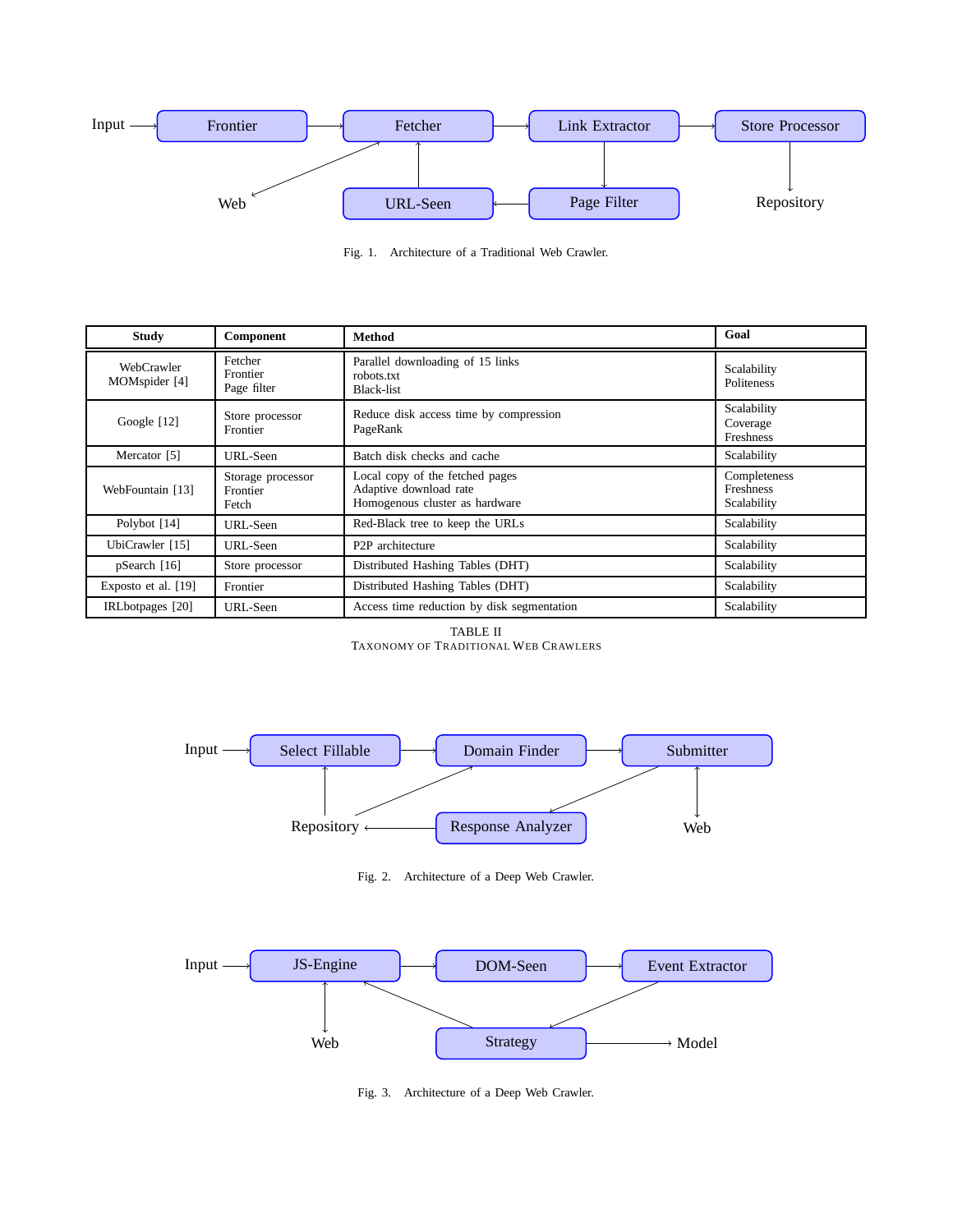Fig. 1. Architecture of a Traditional Web Crawler.

| Study | Component | Method | Goal |
|---|---|---|---|
| WebCrawler MOMspider [4] | Fetcher<br>Frontier<br>Page filter | Parallel downloading of 15 links<br>robots.txt<br>Black-list | Scalability<br>Politeness |
| Google [12] | Store processor<br>Frontier | Reduce disk access time by compression<br>PageRank | Scalability<br>Coverage<br>Freshness |
| Mercator [5] | URL-Seen | Batch disk checks and cache | Scalability |
| WebFountain [13] | Storage processor<br>Frontier<br>Fetch | Local copy of the fetched pages<br>Adaptive download rate<br>Homogenous cluster as hardware | Completeness<br>Freshness<br>Scalability |
| Polybot [14] | URL-Seen | Red-Black tree to keep the URLs | Scalability |
| UbiCrawler [15] | URL-Seen | P2P architecture | Scalability |
| pSearch [16] | Store processor | Distributed Hashing Tables (DHT) | Scalability |
| Exposto et al. [19] | Frontier | Distributed Hashing Tables (DHT) | Scalability |
| IRLbotpages [20] | URL-Seen | Access time reduction by disk segmentation | Scalability |

TABLE II
TAXONOMY OF TRADITIONAL WEB CRAWLERS

Fig. 2. Architecture of a Deep Web Crawler.

Fig. 3. Architecture of a Deep Web Crawler.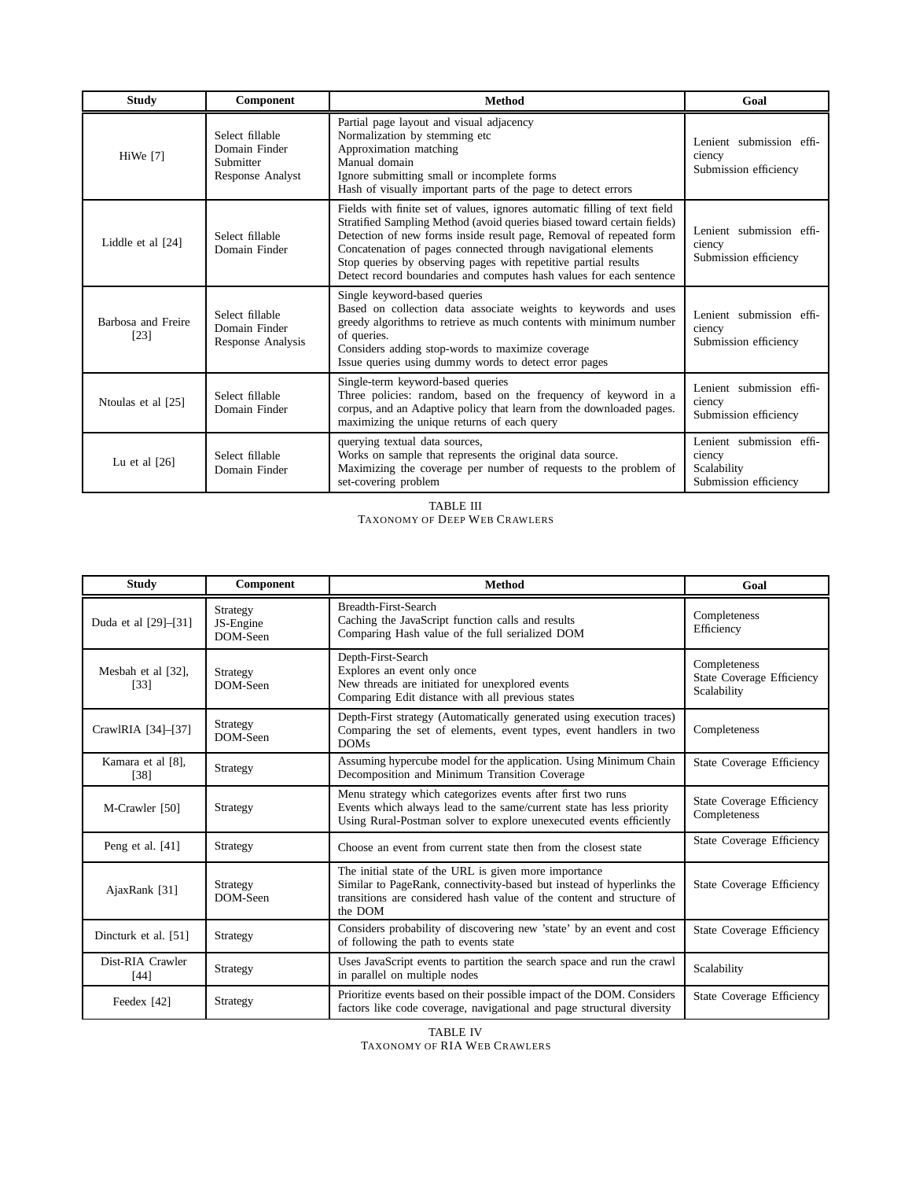| Study | Component | Method | Goal |
| --- | --- | --- | --- |
| HiWe [7] | Select fillable<br>Domain Finder<br>Submitter<br>Response Analyst | Partial page layout and visual adjacency<br>Normalization by stemming etc<br>Approximation matching<br>Manual domain<br>Ignore submitting small or incomplete forms<br>Hash of visually important parts of the page to detect errors | Lenient submission efficiency<br>Submission efficiency |
| Liddle et al [24] | Select fillable<br>Domain Finder | Fields with finite set of values, ignores automatic filling of text field<br>Stratified Sampling Method (avoid queries biased toward certain fields)<br>Detection of new forms inside result page, Removal of repeated form<br>Concatenation of pages connected through navigational elements<br>Stop queries by observing pages with repetitive partial results<br>Detect record boundaries and computes hash values for each sentence | Lenient submission efficiency<br>Submission efficiency |
| Barbosa and Freire [23] | Select fillable<br>Domain Finder<br>Response Analysis | Single keyword-based queries<br>Based on collection data associate weights to keywords and uses greedy algorithms to retrieve as much contents with minimum number of queries.<br>Considers adding stop-words to maximize coverage<br>Issue queries using dummy words to detect error pages | Lenient submission efficiency<br>Submission efficiency |
| Ntoulas et al [25] | Select fillable<br>Domain Finder | Single-term keyword-based queries<br>Three policies: random, based on the frequency of keyword in a corpus, and an Adaptive policy that learn from the downloaded pages.<br>maximizing the unique returns of each query | Lenient submission efficiency<br>Submission efficiency |
| Lu et al [26] | Select fillable<br>Domain Finder | querying textual data sources,<br>Works on sample that represents the original data source.<br>Maximizing the coverage per number of requests to the problem of set-covering problem | Lenient submission efficiency<br>Scalability<br>Submission efficiency |

TABLE III
TAXONOMY OF DEEP WEB CRAWLERS

| Study | Component | Method | Goal |
| --- | --- | --- | --- |
| Duda et al [29]–[31] | Strategy<br>JS-Engine<br>DOM-Seen | Breadth-First-Search<br>Caching the JavaScript function calls and results<br>Comparing Hash value of the full serialized DOM | Completeness<br>Efficiency |
| Mesbah et al [32], [33] | Strategy<br>DOM-Seen | Depth-First-Search<br>Explores an event only once<br>New threads are initiated for unexplored events<br>Comparing Edit distance with all previous states | Completeness<br>State Coverage Efficiency<br>Scalability |
| CrawlRIA [34]–[37] | Strategy<br>DOM-Seen | Depth-First strategy (Automatically generated using execution traces)<br>Comparing the set of elements, event types, event handlers in two DOMs | Completeness |
| Kamara et al [8], [38] | Strategy | Assuming hypercube model for the application. Using Minimum Chain Decomposition and Minimum Transition Coverage | State Coverage Efficiency |
| M-Crawler [50] | Strategy | Menu strategy which categorizes events after first two runs<br>Events which always lead to the same/current state has less priority<br>Using Rural-Postman solver to explore unexecuted events efficiently | State Coverage Efficiency<br>Completeness |
| Peng et al. [41] | Strategy | Choose an event from current state then from the closest state | State Coverage Efficiency |
| AjaxRank [31] | Strategy<br>DOM-Seen | The initial state of the URL is given more importance<br>Similar to PageRank, connectivity-based but instead of hyperlinks the transitions are considered hash value of the content and structure of the DOM | State Coverage Efficiency |
| Dincturk et al. [51] | Strategy | Considers probability of discovering new 'state' by an event and cost of following the path to events state | State Coverage Efficiency |
| Dist-RIA Crawler [44] | Strategy | Uses JavaScript events to partition the search space and run the crawl in parallel on multiple nodes | Scalability |
| Feedex [42] | Strategy | Prioritize events based on their possible impact of the DOM. Considers factors like code coverage, navigational and page structural diversity | State Coverage Efficiency |

TABLE IV
TAXONOMY OF RIA WEB CRAWLERS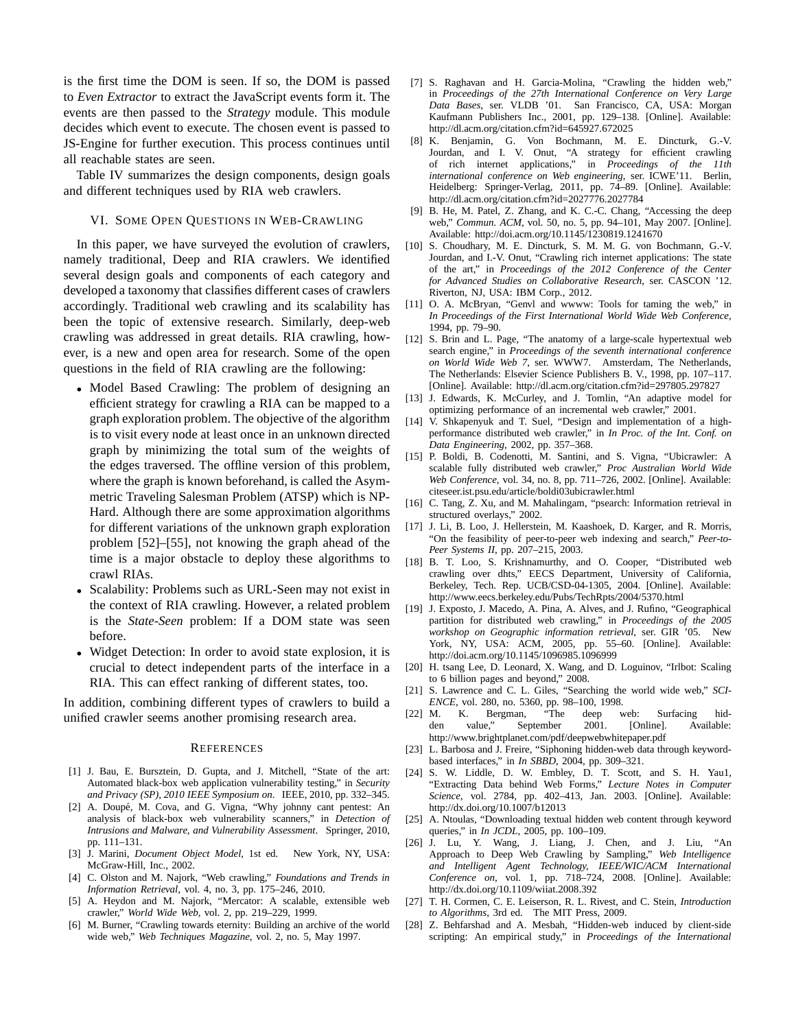is the first time the DOM is seen. If so, the DOM is passed to *Even Extractor* to extract the JavaScript events form it. The events are then passed to the *Strategy* module. This module decides which event to execute. The chosen event is passed to JS-Engine for further execution. This process continues until all reachable states are seen.

Table IV summarizes the design components, design goals and different techniques used by RIA web crawlers.

## VI. Some Open Questions in Web-Crawling

In this paper, we have surveyed the evolution of crawlers, namely traditional, Deep and RIA crawlers. We identified several design goals and components of each category and developed a taxonomy that classifies different cases of crawlers accordingly. Traditional web crawling and its scalability has been the topic of extensive research. Similarly, deep-web crawling was addressed in great details. RIA crawling, however, is a new and open area for research. Some of the open questions in the field of RIA crawling are the following:

- Model Based Crawling: The problem of designing an efficient strategy for crawling a RIA can be mapped to a graph exploration problem. The objective of the algorithm is to visit every node at least once in an unknown directed graph by minimizing the total sum of the weights of the edges traversed. The offline version of this problem, where the graph is known beforehand, is called the Asymmetric Traveling Salesman Problem (ATSP) which is NP-Hard. Although there are some approximation algorithms for different variations of the unknown graph exploration problem [52]–[55], not knowing the graph ahead of the time is a major obstacle to deploy these algorithms to crawl RIAs.
- Scalability: Problems such as URL-Seen may not exist in the context of RIA crawling. However, a related problem is the *State-Seen* problem: If a DOM state was seen before.
- Widget Detection: In order to avoid state explosion, it is crucial to detect independent parts of the interface in a RIA. This can effect ranking of different states, too.

In addition, combining different types of crawlers to build a unified crawler seems another promising research area.

## References

[1] J. Bau, E. Bursztein, D. Gupta, and J. Mitchell, "State of the art: Automated black-box web application vulnerability testing," in *Security and Privacy (SP), 2010 IEEE Symposium on*. IEEE, 2010, pp. 332–345.

[2] A. Doupé, M. Cova, and G. Vigna, "Why johnny cant pentest: An analysis of black-box web vulnerability scanners," in *Detection of Intrusions and Malware, and Vulnerability Assessment*. Springer, 2010, pp. 111–131.

[3] J. Marini, *Document Object Model*, 1st ed. New York, NY, USA: McGraw-Hill, Inc., 2002.

[4] C. Olston and M. Najork, "Web crawling," *Foundations and Trends in Information Retrieval*, vol. 4, no. 3, pp. 175–246, 2010.

[5] A. Heydon and M. Najork, "Mercator: A scalable, extensible web crawler," *World Wide Web*, vol. 2, pp. 219–229, 1999.

[6] M. Burner, "Crawling towards eternity: Building an archive of the world wide web," *Web Techniques Magazine*, vol. 2, no. 5, May 1997.

[7] S. Raghavan and H. Garcia-Molina, "Crawling the hidden web," in *Proceedings of the 27th International Conference on Very Large Data Bases*, ser. VLDB '01. San Francisco, CA, USA: Morgan Kaufmann Publishers Inc., 2001, pp. 129–138. [Online]. Available: http://dl.acm.org/citation.cfm?id=645927.672025

[8] K. Benjamin, G. Von Bochmann, M. E. Dincturk, G.-V. Jourdan, and I. V. Onut, "A strategy for efficient crawling of rich internet applications," in *Proceedings of the 11th international conference on Web engineering*, ser. ICWE'11. Berlin, Heidelberg: Springer-Verlag, 2011, pp. 74–89. [Online]. Available: http://dl.acm.org/citation.cfm?id=2027776.2027784

[9] B. He, M. Patel, Z. Zhang, and K. C.-C. Chang, "Accessing the deep web," *Commun. ACM*, vol. 50, no. 5, pp. 94–101, May 2007. [Online]. Available: http://doi.acm.org/10.1145/1230819.1241670

[10] S. Choudhary, M. E. Dincturk, S. M. M. G. von Bochmann, G.-V. Jourdan, and I.-V. Onut, "Crawling rich internet applications: The state of the art," in *Proceedings of the 2012 Conference of the Center for Advanced Studies on Collaborative Research*, ser. CASCON '12. Riverton, NJ, USA: IBM Corp., 2012.

[11] O. A. McBryan, "Genvl and wwww: Tools for taming the web," in *In Proceedings of the First International World Wide Web Conference*, 1994, pp. 79–90.

[12] S. Brin and L. Page, "The anatomy of a large-scale hypertextual web search engine," in *Proceedings of the seventh international conference on World Wide Web 7*, ser. WWW7. Amsterdam, The Netherlands, The Netherlands: Elsevier Science Publishers B. V., 1998, pp. 107–117. [Online]. Available: http://dl.acm.org/citation.cfm?id=297805.297827

[13] J. Edwards, K. McCurley, and J. Tomlin, "An adaptive model for optimizing performance of an incremental web crawler," 2001.

[14] V. Shkapenyuk and T. Suel, "Design and implementation of a high-performance distributed web crawler," in *In Proc. of the Int. Conf. on Data Engineering*, 2002, pp. 357–368.

[15] P. Boldi, B. Codenotti, M. Santini, and S. Vigna, "Ubicrawler: A scalable fully distributed web crawler," *Proc Australian World Wide Web Conference*, vol. 34, no. 8, pp. 711–726, 2002. [Online]. Available: citeseer.ist.psu.edu/article/boldi03ubicrawler.html

[16] C. Tang, Z. Xu, and M. Mahalingam, "psearch: Information retrieval in structured overlays," 2002.

[17] J. Li, B. Loo, J. Hellerstein, M. Kaashoek, D. Karger, and R. Morris, "On the feasibility of peer-to-peer web indexing and search," *Peer-to-Peer Systems II*, pp. 207–215, 2003.

[18] B. T. Loo, S. Krishnamurthy, and O. Cooper, "Distributed web crawling over dhts," EECS Department, University of California, Berkeley, Tech. Rep. UCB/CSD-04-1305, 2004. [Online]. Available: http://www.eecs.berkeley.edu/Pubs/TechRpts/2004/5370.html

[19] J. Exposto, J. Macedo, A. Pina, A. Alves, and J. Rufino, "Geographical partition for distributed web crawling," in *Proceedings of the 2005 workshop on Geographic information retrieval*, ser. GIR '05. New York, NY, USA: ACM, 2005, pp. 55–60. [Online]. Available: http://doi.acm.org/10.1145/1096985.1096999

[20] H. tsang Lee, D. Leonard, X. Wang, and D. Loguinov, "Irlbot: Scaling to 6 billion pages and beyond," 2008.

[21] S. Lawrence and C. L. Giles, "Searching the world wide web," *SCIENCE*, vol. 280, no. 5360, pp. 98–100, 1998.

[22] M. K. Bergman, "The deep web: Surfacing hidden value," September 2001. [Online]. Available: http://www.brightplanet.com/pdf/deepwebwhitepaper.pdf

[23] L. Barbosa and J. Freire, "Siphoning hidden-web data through keyword-based interfaces," in *In SBBD*, 2004, pp. 309–321.

[24] S. W. Liddle, D. W. Embley, D. T. Scott, and S. H. Yau1, "Extracting Data behind Web Forms," *Lecture Notes in Computer Science*, vol. 2784, pp. 402–413, Jan. 2003. [Online]. Available: http://dx.doi.org/10.1007/b12013

[25] A. Ntoulas, "Downloading textual hidden web content through keyword queries," in *In JCDL*, 2005, pp. 100–109.

[26] J. Lu, Y. Wang, J. Liang, J. Chen, and J. Liu, "An Approach to Deep Web Crawling by Sampling," *Web Intelligence and Intelligent Agent Technology, IEEE/WIC/ACM International Conference on*, vol. 1, pp. 718–724, 2008. [Online]. Available: http://dx.doi.org/10.1109/wiiat.2008.392

[27] T. H. Cormen, C. E. Leiserson, R. L. Rivest, and C. Stein, *Introduction to Algorithms*, 3rd ed. The MIT Press, 2009.

[28] Z. Behfarshad and A. Mesbah, "Hidden-web induced by client-side scripting: An empirical study," in *Proceedings of the International*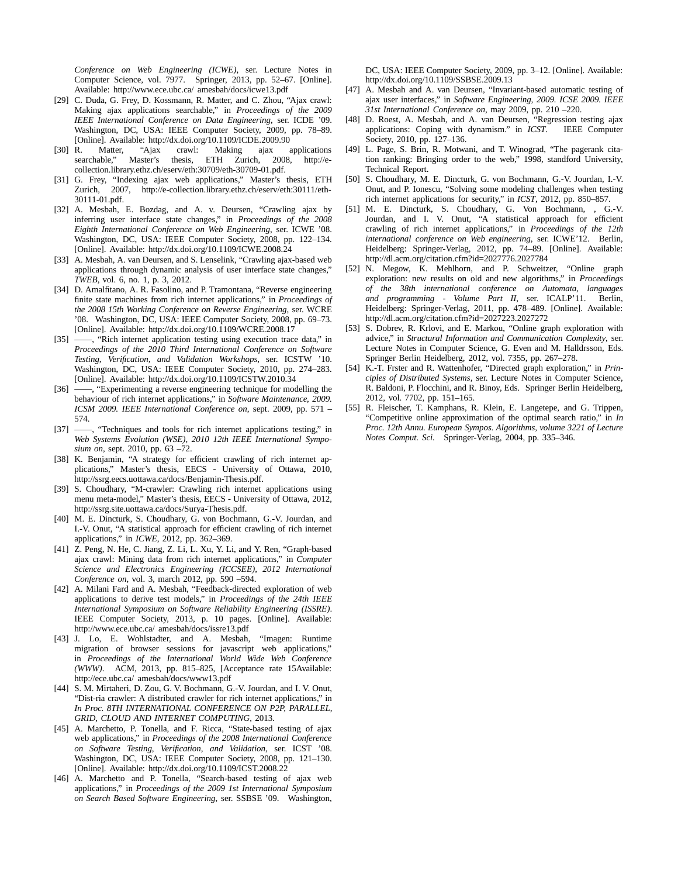*Conference on Web Engineering (ICWE)*, ser. Lecture Notes in Computer Science, vol. 7977. Springer, 2013, pp. 52–67. [Online]. Available: http://www.ece.ubc.ca/ amesbah/docs/icwe13.pdf

[29] C. Duda, G. Frey, D. Kossmann, R. Matter, and C. Zhou, "Ajax crawl: Making ajax applications searchable," in *Proceedings of the 2009 IEEE International Conference on Data Engineering*, ser. ICDE '09. Washington, DC, USA: IEEE Computer Society, 2009, pp. 78–89. [Online]. Available: http://dx.doi.org/10.1109/ICDE.2009.90

[30] R. Matter, "Ajax crawl: Making ajax applications searchable," Master's thesis, ETH Zurich, 2008, http://e-collection.library.ethz.ch/eserv/eth:30709/eth-30709-01.pdf.

[31] G. Frey, "Indexing ajax web applications," Master's thesis, ETH Zurich, 2007, http://e-collection.library.ethz.ch/eserv/eth:30111/eth-30111-01.pdf.

[32] A. Mesbah, E. Bozdag, and A. v. Deursen, "Crawling ajax by inferring user interface state changes," in *Proceedings of the 2008 Eighth International Conference on Web Engineering*, ser. ICWE '08. Washington, DC, USA: IEEE Computer Society, 2008, pp. 122–134. [Online]. Available: http://dx.doi.org/10.1109/ICWE.2008.24

[33] A. Mesbah, A. van Deursen, and S. Lenselink, "Crawling ajax-based web applications through dynamic analysis of user interface state changes," *TWEB*, vol. 6, no. 1, p. 3, 2012.

[34] D. Amalfitano, A. R. Fasolino, and P. Tramontana, "Reverse engineering finite state machines from rich internet applications," in *Proceedings of the 2008 15th Working Conference on Reverse Engineering*, ser. WCRE '08. Washington, DC, USA: IEEE Computer Society, 2008, pp. 69–73. [Online]. Available: http://dx.doi.org/10.1109/WCRE.2008.17

[35] ——, "Rich internet application testing using execution trace data," in *Proceedings of the 2010 Third International Conference on Software Testing, Verification, and Validation Workshops*, ser. ICSTW '10. Washington, DC, USA: IEEE Computer Society, 2010, pp. 274–283. [Online]. Available: http://dx.doi.org/10.1109/ICSTW.2010.34

[36] ——, "Experimenting a reverse engineering technique for modelling the behaviour of rich internet applications," in *Software Maintenance, 2009. ICSM 2009. IEEE International Conference on*, sept. 2009, pp. 571 –574.

[37] ——, "Techniques and tools for rich internet applications testing," in *Web Systems Evolution (WSE), 2010 12th IEEE International Symposium on*, sept. 2010, pp. 63 –72.

[38] K. Benjamin, "A strategy for efficient crawling of rich internet applications," Master's thesis, EECS - University of Ottawa, 2010, http://ssrg.eecs.uottawa.ca/docs/Benjamin-Thesis.pdf.

[39] S. Choudhary, "M-crawler: Crawling rich internet applications using menu meta-model," Master's thesis, EECS - University of Ottawa, 2012, http://ssrg.site.uottawa.ca/docs/Surya-Thesis.pdf.

[40] M. E. Dincturk, S. Choudhary, G. von Bochmann, G.-V. Jourdan, and I.-V. Onut, "A statistical approach for efficient crawling of rich internet applications," in *ICWE*, 2012, pp. 362–369.

[41] Z. Peng, N. He, C. Jiang, Z. Li, L. Xu, Y. Li, and Y. Ren, "Graph-based ajax crawl: Mining data from rich internet applications," in *Computer Science and Electronics Engineering (ICCSEE), 2012 International Conference on*, vol. 3, march 2012, pp. 590 –594.

[42] A. Milani Fard and A. Mesbah, "Feedback-directed exploration of web applications to derive test models," in *Proceedings of the 24th IEEE International Symposium on Software Reliability Engineering (ISSRE)*. IEEE Computer Society, 2013, p. 10 pages. [Online]. Available: http://www.ece.ubc.ca/ amesbah/docs/issre13.pdf

[43] J. Lo, E. Wohlstadter, and A. Mesbah, "Imagen: Runtime migration of browser sessions for javascript web applications," in *Proceedings of the International World Wide Web Conference (WWW)*. ACM, 2013, pp. 815–825, [Acceptance rate 15Available: http://ece.ubc.ca/ amesbah/docs/www13.pdf

[44] S. M. Mirtaheri, D. Zou, G. V. Bochmann, G.-V. Jourdan, and I. V. Onut, "Dist-ria crawler: A distributed crawler for rich internet applications," in *In Proc. 8TH INTERNATIONAL CONFERENCE ON P2P, PARALLEL, GRID, CLOUD AND INTERNET COMPUTING*, 2013.

[45] A. Marchetto, P. Tonella, and F. Ricca, "State-based testing of ajax web applications," in *Proceedings of the 2008 International Conference on Software Testing, Verification, and Validation*, ser. ICST '08. Washington, DC, USA: IEEE Computer Society, 2008, pp. 121–130. [Online]. Available: http://dx.doi.org/10.1109/ICST.2008.22

[46] A. Marchetto and P. Tonella, "Search-based testing of ajax web applications," in *Proceedings of the 2009 1st International Symposium on Search Based Software Engineering*, ser. SSBSE '09. Washington, DC, USA: IEEE Computer Society, 2009, pp. 3–12. [Online]. Available: http://dx.doi.org/10.1109/SSBSE.2009.13

[47] A. Mesbah and A. van Deursen, "Invariant-based automatic testing of ajax user interfaces," in *Software Engineering, 2009. ICSE 2009. IEEE 31st International Conference on*, may 2009, pp. 210 –220.

[48] D. Roest, A. Mesbah, and A. van Deursen, "Regression testing ajax applications: Coping with dynamism." in *ICST*. IEEE Computer Society, 2010, pp. 127–136.

[49] L. Page, S. Brin, R. Motwani, and T. Winograd, "The pagerank citation ranking: Bringing order to the web," 1998, standford University, Technical Report.

[50] S. Choudhary, M. E. Dincturk, G. von Bochmann, G.-V. Jourdan, I.-V. Onut, and P. Ionescu, "Solving some modeling challenges when testing rich internet applications for security," in *ICST*, 2012, pp. 850–857.

[51] M. E. Dincturk, S. Choudhary, G. Von Bochmann, , G.-V. Jourdan, and I. V. Onut, "A statistical approach for efficient crawling of rich internet applications," in *Proceedings of the 12th international conference on Web engineering*, ser. ICWE'12. Berlin, Heidelberg: Springer-Verlag, 2012, pp. 74–89. [Online]. Available: http://dl.acm.org/citation.cfm?id=2027776.2027784

[52] N. Megow, K. Mehlhorn, and P. Schweitzer, "Online graph exploration: new results on old and new algorithms," in *Proceedings of the 38th international conference on Automata, languages and programming - Volume Part II*, ser. ICALP'11. Berlin, Heidelberg: Springer-Verlag, 2011, pp. 478–489. [Online]. Available: http://dl.acm.org/citation.cfm?id=2027223.2027272

[53] S. Dobrev, R. Krlovi, and E. Markou, "Online graph exploration with advice," in *Structural Information and Communication Complexity*, ser. Lecture Notes in Computer Science, G. Even and M. Halldrsson, Eds. Springer Berlin Heidelberg, 2012, vol. 7355, pp. 267–278.

[54] K.-T. Frster and R. Wattenhofer, "Directed graph exploration," in *Principles of Distributed Systems*, ser. Lecture Notes in Computer Science, R. Baldoni, P. Flocchini, and R. Binoy, Eds. Springer Berlin Heidelberg, 2012, vol. 7702, pp. 151–165.

[55] R. Fleischer, T. Kamphans, R. Klein, E. Langetepe, and G. Trippen, "Competitive online approximation of the optimal search ratio," in *In Proc. 12th Annu. European Sympos. Algorithms, volume 3221 of Lecture Notes Comput. Sci.* Springer-Verlag, 2004, pp. 335–346.